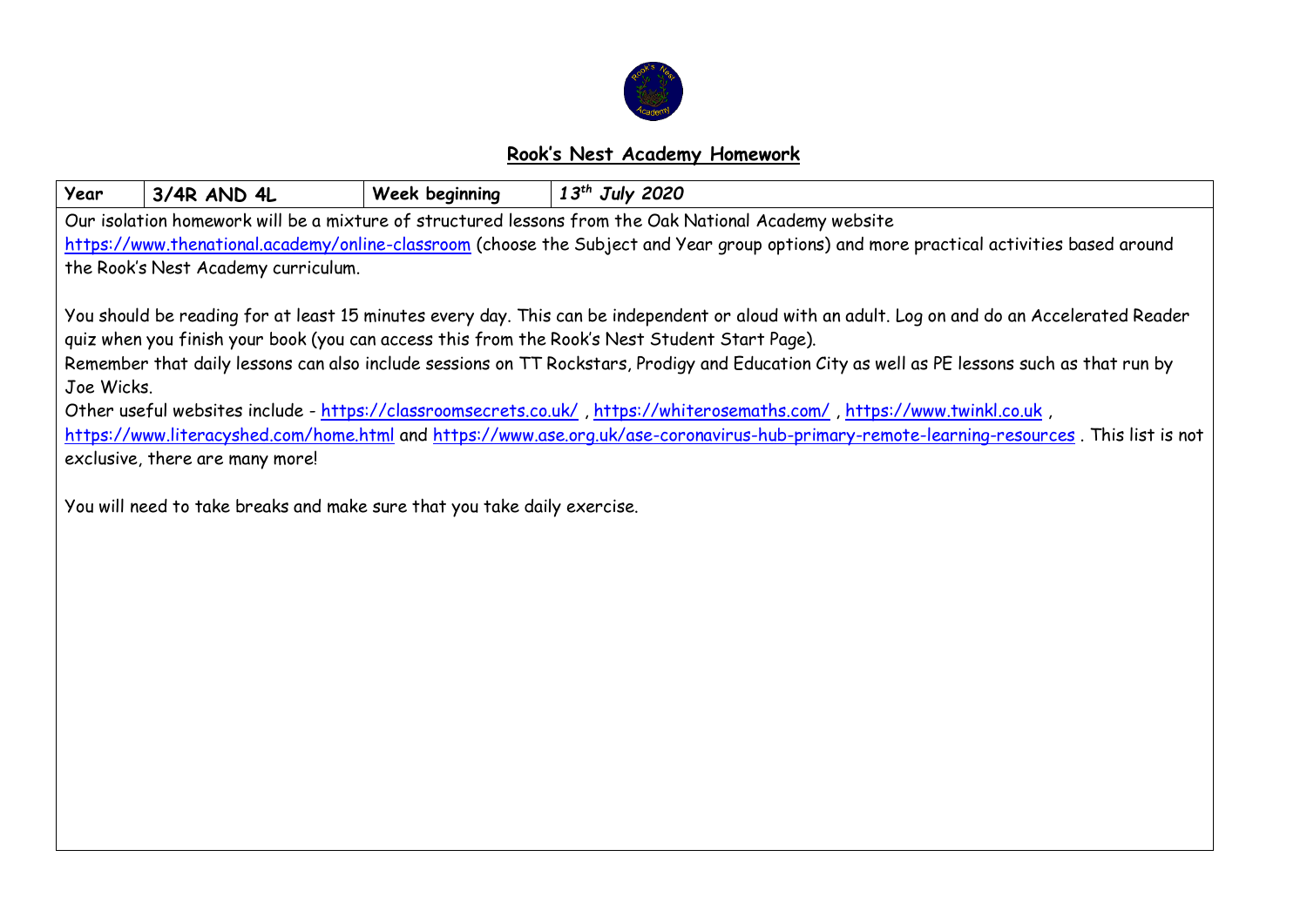# Rook's Nest Academy Homework

| Year | 3/4R AND 4L | Week beginning | *13th July 2020* |
|---|---|---|---|

Our isolation homework will be a mixture of structured lessons from the Oak National Academy website https://www.thenational.academy/online-classroom (choose the Subject and Year group options) and more practical activities based around the Rook's Nest Academy curriculum.

You should be reading for at least 15 minutes every day. This can be independent or aloud with an adult. Log on and do an Accelerated Reader quiz when you finish your book (you can access this from the Rook's Nest Student Start Page).

Remember that daily lessons can also include sessions on TT Rockstars, Prodigy and Education City as well as PE lessons such as that run by Joe Wicks.

Other useful websites include - https://classroomsecrets.co.uk/ , https://whiterosemaths.com/ , https://www.twinkl.co.uk , https://www.literacyshed.com/home.html and https://www.ase.org.uk/ase-coronavirus-hub-primary-remote-learning-resources . This list is not exclusive, there are many more!

You will need to take breaks and make sure that you take daily exercise.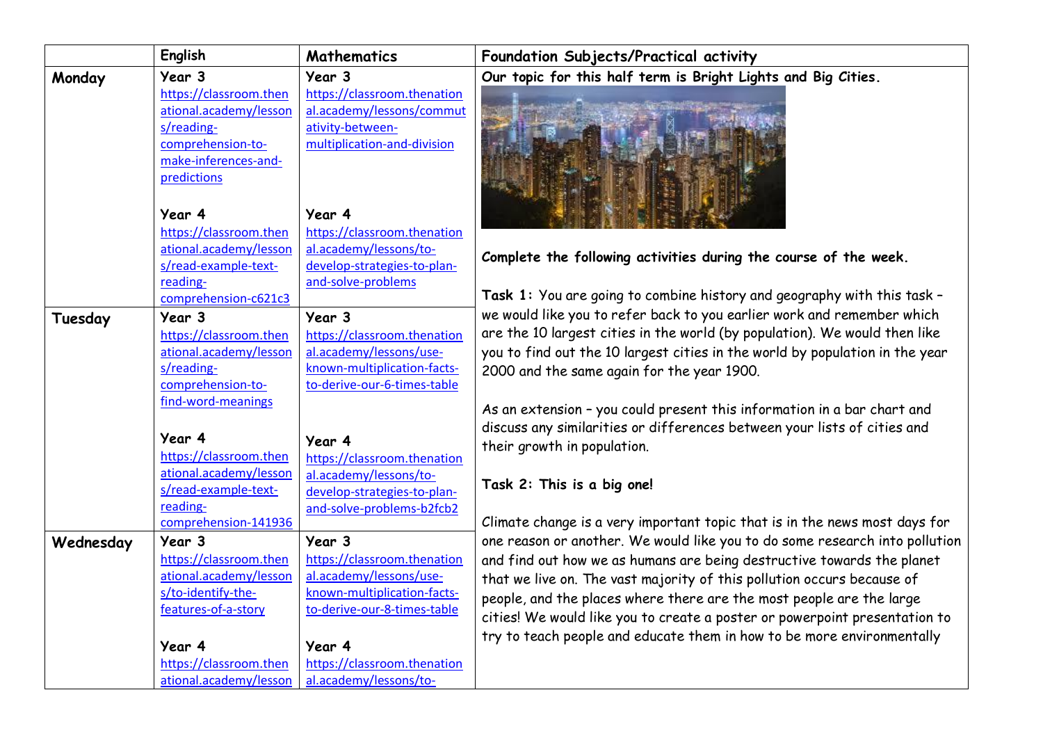| | English | Mathematics | Foundation Subjects/Practical activity |
|---|---|---|---|
| **Monday** | **Year 3** https://classroom.thenational.academy/lessons/reading-comprehension-to-make-inferences-and-predictions<br><br>**Year 4** https://classroom.thenational.academy/lessons/read-example-text-reading-comprehension-c621c3 | **Year 3** https://classroom.thenational.academy/lessons/commutativity-between-multiplication-and-division<br><br>**Year 4** https://classroom.thenational.academy/lessons/to-develop-strategies-to-plan-and-solve-problems | **Our topic for this half term is Bright Lights and Big Cities.**<br><br>**Complete the following activities during the course of the week.**<br><br>**Task 1:** You are going to combine history and geography with this task – we would like you to refer back to you earlier work and remember which are the 10 largest cities in the world (by population). We would then like you to find out the 10 largest cities in the world by population in the year 2000 and the same again for the year 1900.<br><br>As an extension – you could present this information in a bar chart and discuss any similarities or differences between your lists of cities and their growth in population.<br><br>**Task 2: This is a big one!**<br><br>Climate change is a very important topic that is in the news most days for one reason or another. We would like you to do some research into pollution and find out how we as humans are being destructive towards the planet that we live on. The vast majority of this pollution occurs because of people, and the places where there are the most people are the large cities! We would like you to create a poster or powerpoint presentation to try to teach people and educate them in how to be more environmentally |
| **Tuesday** | **Year 3** https://classroom.thenational.academy/lessons/reading-comprehension-to-find-word-meanings<br><br>**Year 4** https://classroom.thenational.academy/lessons/read-example-text-reading-comprehension-141936 | **Year 3** https://classroom.thenational.academy/lessons/use-known-multiplication-facts-to-derive-our-6-times-table<br><br>**Year 4** https://classroom.thenational.academy/lessons/to-develop-strategies-to-plan-and-solve-problems-b2fcb2 | |
| **Wednesday** | **Year 3** https://classroom.thenational.academy/lessons/to-identify-the-features-of-a-story<br><br>**Year 4** https://classroom.thenational.academy/lesson | **Year 3** https://classroom.thenational.academy/lessons/use-known-multiplication-facts-to-derive-our-8-times-table<br><br>**Year 4** https://classroom.thenational.academy/lessons/to- | |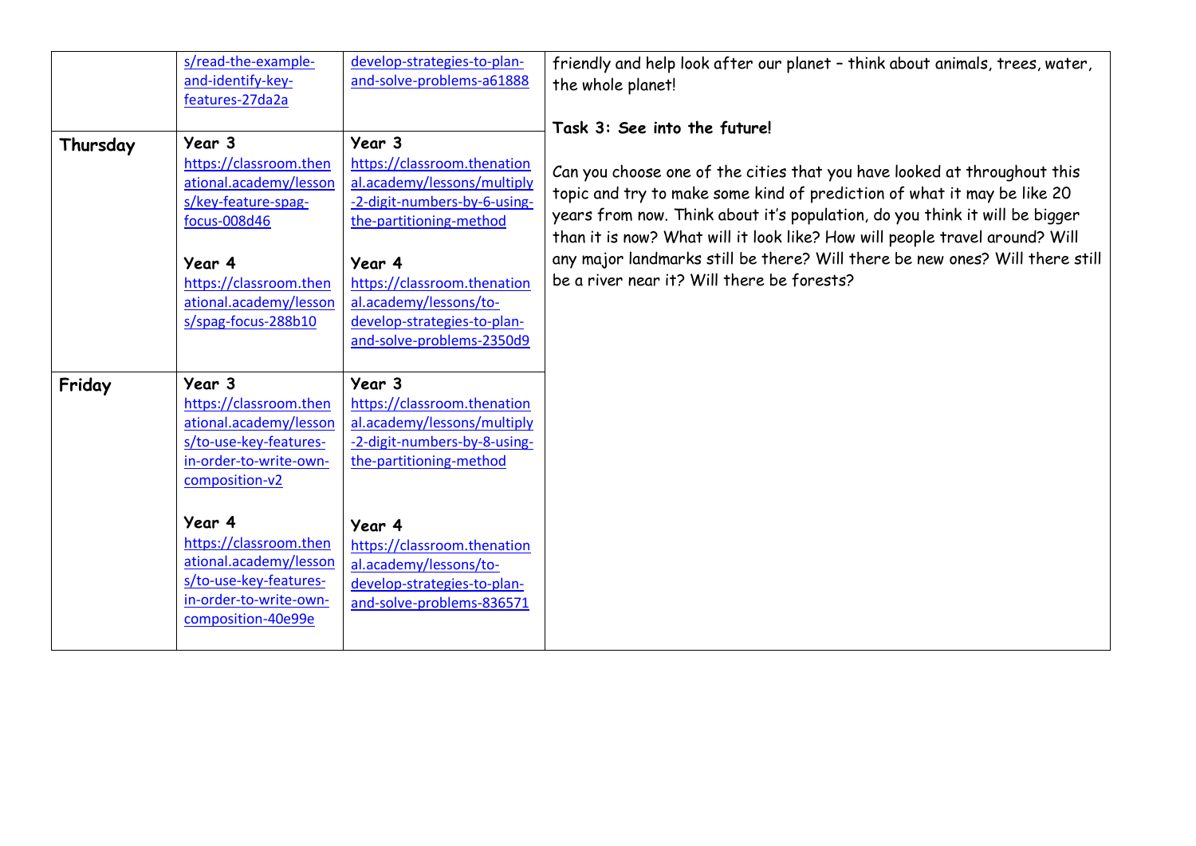| | | | |
|---|---|---|---|
| | s/read-the-example-and-identify-key-features-27da2a | develop-strategies-to-plan-and-solve-problems-a61888 | friendly and help look after our planet – think about animals, trees, water, the whole planet!<br><br>**Task 3: See into the future!**<br><br>Can you choose one of the cities that you have looked at throughout this topic and try to make some kind of prediction of what it may be like 20 years from now. Think about it's population, do you think it will be bigger than it is now? What will it look like? How will people travel around? Will any major landmarks still be there? Will there be new ones? Will there still be a river near it? Will there be forests? |
| **Thursday** | **Year 3**<br>https://classroom.thenational.academy/lessons/key-feature-spag-focus-008d46<br><br>**Year 4**<br>https://classroom.thenational.academy/lessons/spag-focus-288b10 | **Year 3**<br>https://classroom.thenational.academy/lessons/multiply-2-digit-numbers-by-6-using-the-partitioning-method<br><br>**Year 4**<br>https://classroom.thenational.academy/lessons/to-develop-strategies-to-plan-and-solve-problems-2350d9 | |
| **Friday** | **Year 3**<br>https://classroom.thenational.academy/lessons/to-use-key-features-in-order-to-write-own-composition-v2<br><br>**Year 4**<br>https://classroom.thenational.academy/lessons/to-use-key-features-in-order-to-write-own-composition-40e99e | **Year 3**<br>https://classroom.thenational.academy/lessons/multiply-2-digit-numbers-by-8-using-the-partitioning-method<br><br>**Year 4**<br>https://classroom.thenational.academy/lessons/to-develop-strategies-to-plan-and-solve-problems-836571 | |